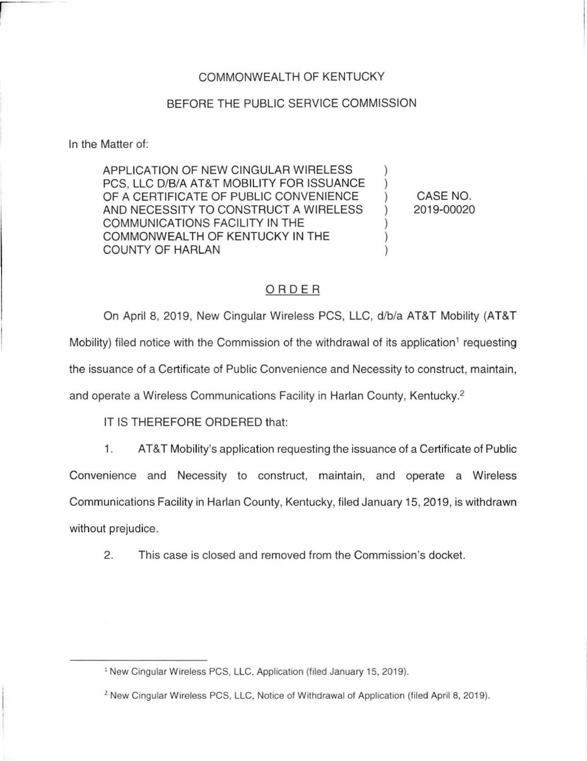COMMONWEALTH OF KENTUCKY

BEFORE THE PUBLIC SERVICE COMMISSION

In the Matter of:

| | | |
|---|---|---|
| APPLICATION OF NEW CINGULAR WIRELESS PCS, LLC D/B/A AT&T MOBILITY FOR ISSUANCE OF A CERTIFICATE OF PUBLIC CONVENIENCE AND NECESSITY TO CONSTRUCT A WIRELESS COMMUNICATIONS FACILITY IN THE COMMONWEALTH OF KENTUCKY IN THE COUNTY OF HARLAN | ) | CASE NO. 2019-00020 |

## ORDER

On April 8, 2019, New Cingular Wireless PCS, LLC, d/b/a AT&T Mobility (AT&T Mobility) filed notice with the Commission of the withdrawal of its application[1] requesting the issuance of a Certificate of Public Convenience and Necessity to construct, maintain, and operate a Wireless Communications Facility in Harlan County, Kentucky.[2]

IT IS THEREFORE ORDERED that:

1. AT&T Mobility's application requesting the issuance of a Certificate of Public Convenience and Necessity to construct, maintain, and operate a Wireless Communications Facility in Harlan County, Kentucky, filed January 15, 2019, is withdrawn without prejudice.

2. This case is closed and removed from the Commission's docket.

---

[1] New Cingular Wireless PCS, LLC, Application (filed January 15, 2019).

[2] New Cingular Wireless PCS, LLC, Notice of Withdrawal of Application (filed April 8, 2019).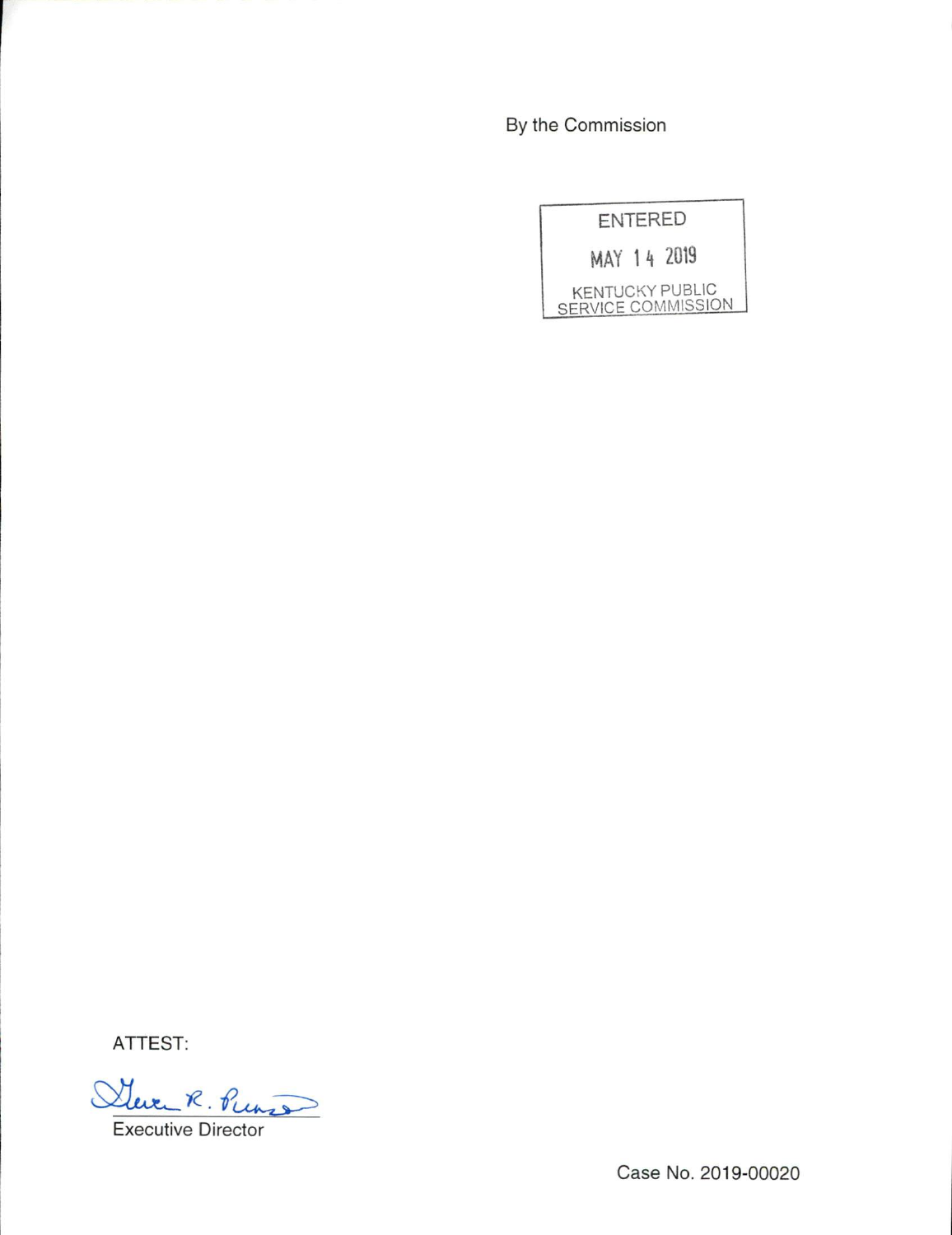By the Commission

ENTERED

MAY 14 2019

KENTUCKY PUBLIC SERVICE COMMISSION

ATTEST:

Executive Director

Case No. 2019-00020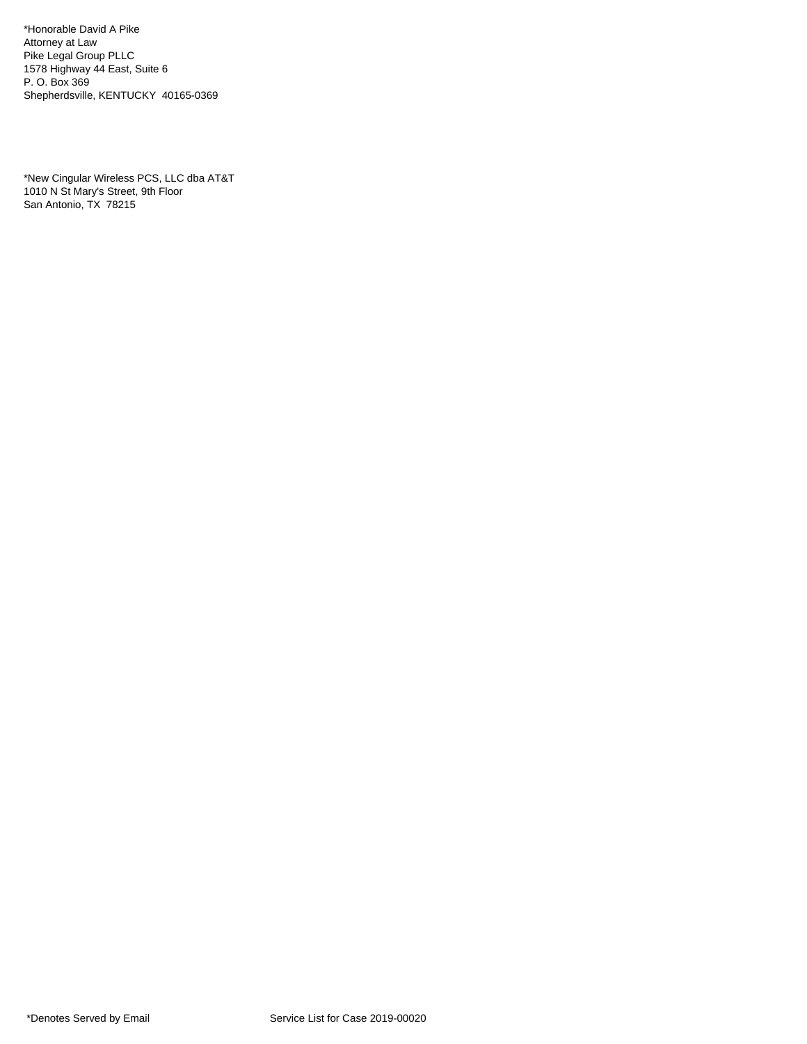*Honorable David A Pike
Attorney at Law
Pike Legal Group PLLC
1578 Highway 44 East, Suite 6
P. O. Box 369
Shepherdsville, KENTUCKY 40165-0369

*New Cingular Wireless PCS, LLC dba AT&T
1010 N St Mary's Street, 9th Floor
San Antonio, TX 78215